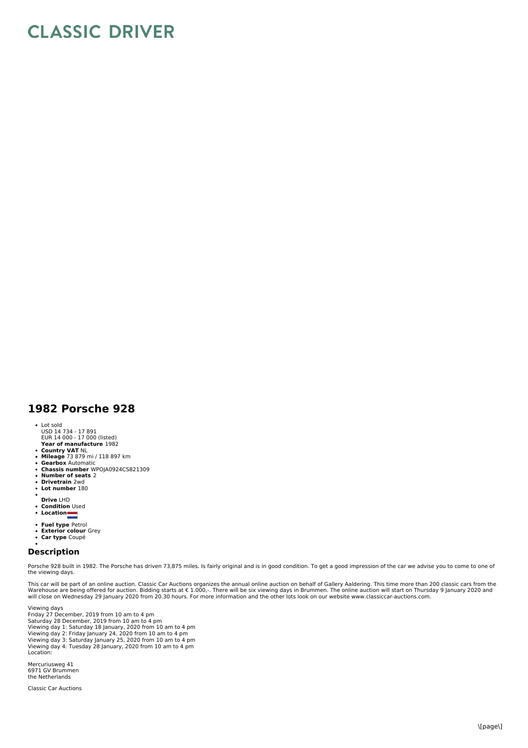# CLASSIC DRIVER

## 1982 Porsche 928

- Lot sold
  USD 14 734 - 17 891
  EUR 14 000 - 17 000 (listed)
  **Year of manufacture** 1982
- **Country VAT** NL
- **Mileage** 73 879 mi / 118 897 km
- **Gearbox** Automatic
- **Chassis number** WPOJA0924CS821309
- **Number of seats** 2
- **Drivetrain** 2wd
- **Lot number** 180
- **Drive** LHD
- **Condition** Used
- **Location**
- **Fuel type** Petrol
- **Exterior colour** Grey
- **Car type** Coupé

## Description

Porsche 928 built in 1982. The Porsche has driven 73,875 miles. Is fairly original and is in good condition. To get a good impression of the car we advise you to come to one of the viewing days.

This car will be part of an online auction. Classic Car Auctions organizes the annual online auction on behalf of Gallery Aaldering. This time more than 200 classic cars from the Warehouse are being offered for auction. Bidding starts at € 1.000,-. There will be six viewing days in Brummen. The online auction will start on Thursday 9 January 2020 and will close on Wednesday 29 January 2020 from 20.30 hours. For more information and the other lots look on our website www.classiccar-auctions.com.

Viewing days
Friday 27 December, 2019 from 10 am to 4 pm
Saturday 28 December, 2019 from 10 am to 4 pm
Viewing day 1: Saturday 18 January, 2020 from 10 am to 4 pm
Viewing day 2: Friday January 24, 2020 from 10 am to 4 pm
Viewing day 3: Saturday January 25, 2020 from 10 am to 4 pm
Viewing day 4: Tuesday 28 January, 2020 from 10 am to 4 pm
Location:

Mercuriusweg 41
6971 GV Brummen
the Netherlands

Classic Car Auctions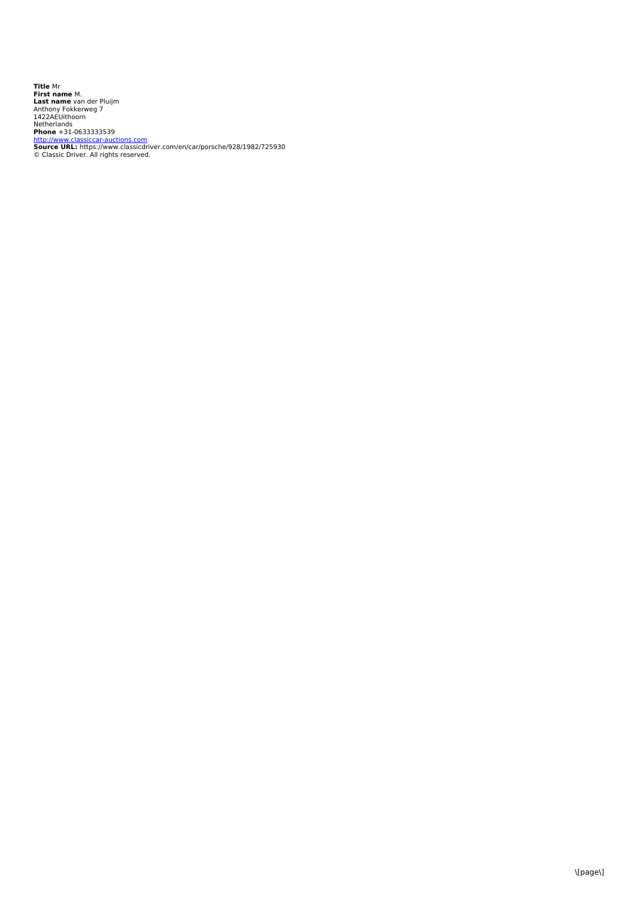**Title** Mr
**First name** M.
**Last name** van der Pluijm
Anthony Fokkerweg 7
1422AEUithoorn
Netherlands
**Phone** +31-0633333539
[http://www.classiccar-auctions.com](http://www.classiccar-auctions.com)
**Source URL:** https://www.classicdriver.com/en/car/porsche/928/1982/725930
© Classic Driver. All rights reserved.